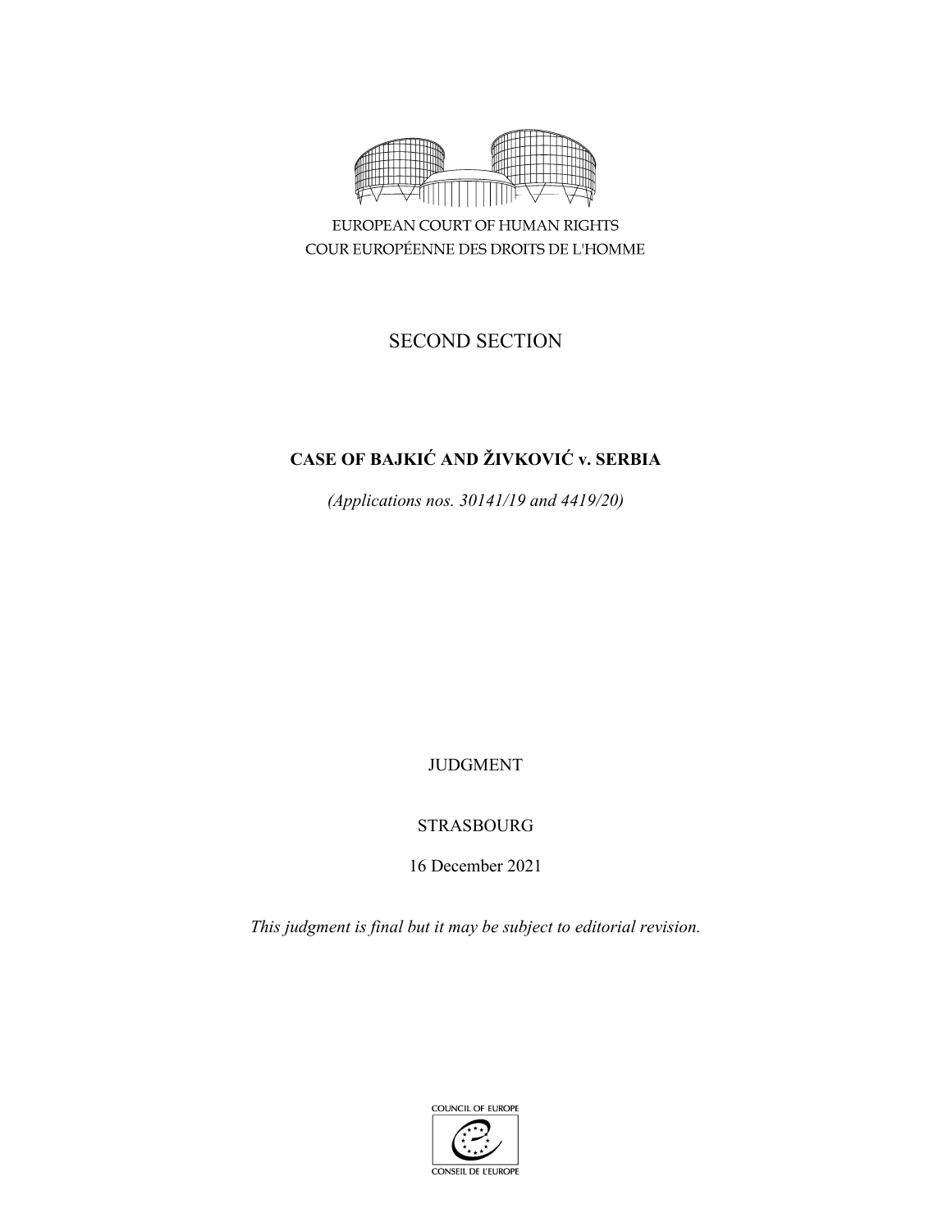EUROPEAN COURT OF HUMAN RIGHTS
COUR EUROPÉENNE DES DROITS DE L'HOMME

SECOND SECTION

**CASE OF BAJKIĆ AND ŽIVKOVIĆ v. SERBIA**

*(Applications nos. 30141/19 and 4419/20)*

JUDGMENT

STRASBOURG

16 December 2021

*This judgment is final but it may be subject to editorial revision.*

COUNCIL OF EUROPE
CONSEIL DE L'EUROPE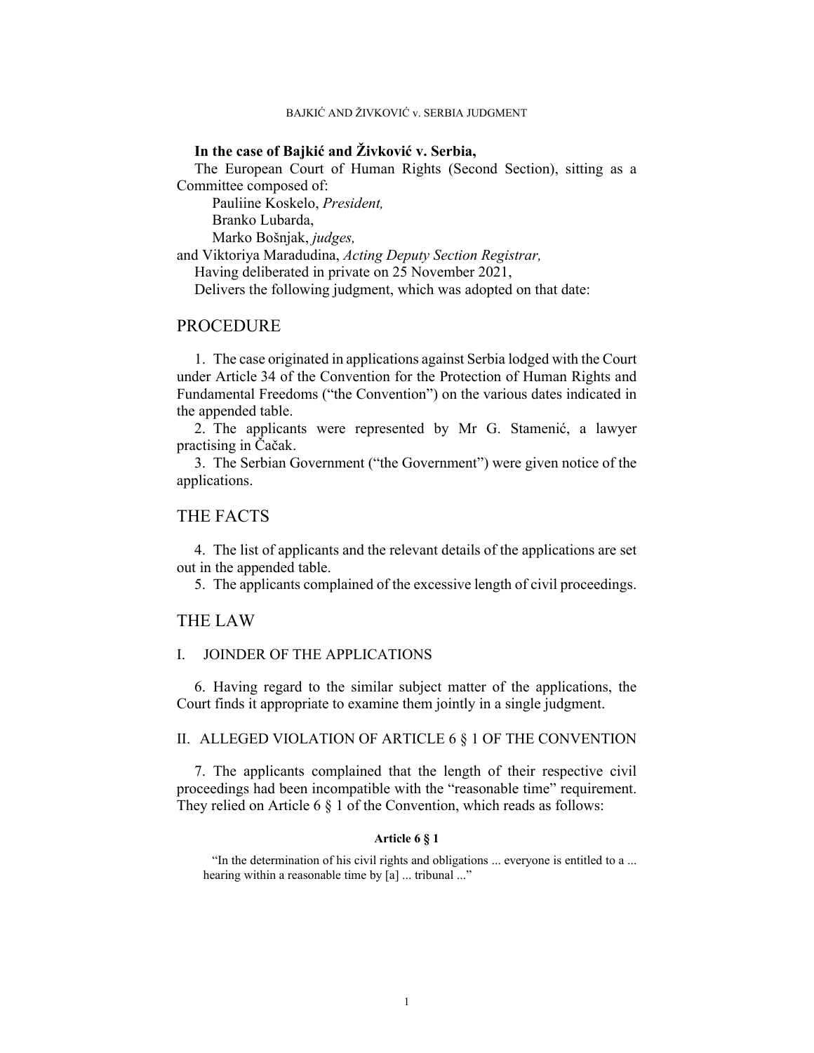**In the case of Bajkić and Živković v. Serbia,**

The European Court of Human Rights (Second Section), sitting as a Committee composed of:

Pauliine Koskelo, *President,*
Branko Lubarda,
Marko Bošnjak, *judges,*
and Viktoriya Maradudina, *Acting Deputy Section Registrar,*

Having deliberated in private on 25 November 2021,

Delivers the following judgment, which was adopted on that date:

# PROCEDURE

1. The case originated in applications against Serbia lodged with the Court under Article 34 of the Convention for the Protection of Human Rights and Fundamental Freedoms ("the Convention") on the various dates indicated in the appended table.

2. The applicants were represented by Mr G. Stamenić, a lawyer practising in Čačak.

3. The Serbian Government ("the Government") were given notice of the applications.

# THE FACTS

4. The list of applicants and the relevant details of the applications are set out in the appended table.

5. The applicants complained of the excessive length of civil proceedings.

# THE LAW

## I. JOINDER OF THE APPLICATIONS

6. Having regard to the similar subject matter of the applications, the Court finds it appropriate to examine them jointly in a single judgment.

## II. ALLEGED VIOLATION OF ARTICLE 6 § 1 OF THE CONVENTION

7. The applicants complained that the length of their respective civil proceedings had been incompatible with the "reasonable time" requirement. They relied on Article 6 § 1 of the Convention, which reads as follows:

**Article 6 § 1**

"In the determination of his civil rights and obligations ... everyone is entitled to a ... hearing within a reasonable time by [a] ... tribunal ..."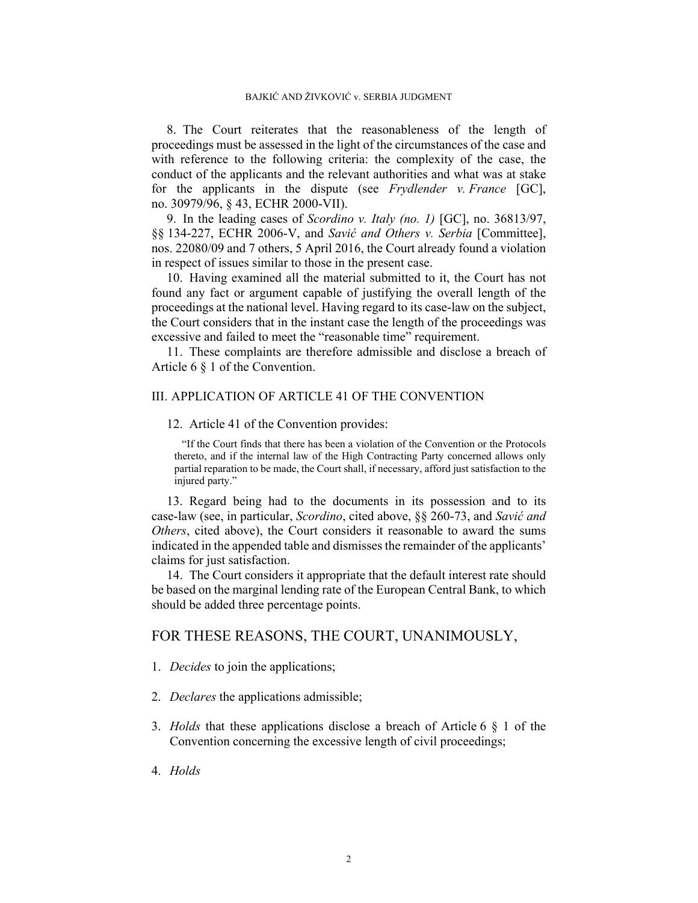8. The Court reiterates that the reasonableness of the length of proceedings must be assessed in the light of the circumstances of the case and with reference to the following criteria: the complexity of the case, the conduct of the applicants and the relevant authorities and what was at stake for the applicants in the dispute (see *Frydlender v. France* [GC], no. 30979/96, § 43, ECHR 2000-VII).

9. In the leading cases of *Scordino v. Italy (no. 1)* [GC], no. 36813/97, §§ 134-227, ECHR 2006-V, and *Savić and Others v. Serbia* [Committee], nos. 22080/09 and 7 others, 5 April 2016, the Court already found a violation in respect of issues similar to those in the present case.

10. Having examined all the material submitted to it, the Court has not found any fact or argument capable of justifying the overall length of the proceedings at the national level. Having regard to its case-law on the subject, the Court considers that in the instant case the length of the proceedings was excessive and failed to meet the "reasonable time" requirement.

11. These complaints are therefore admissible and disclose a breach of Article 6 § 1 of the Convention.

## III. APPLICATION OF ARTICLE 41 OF THE CONVENTION

12. Article 41 of the Convention provides:

> "If the Court finds that there has been a violation of the Convention or the Protocols thereto, and if the internal law of the High Contracting Party concerned allows only partial reparation to be made, the Court shall, if necessary, afford just satisfaction to the injured party."

13. Regard being had to the documents in its possession and to its case-law (see, in particular, *Scordino*, cited above, §§ 260-73, and *Savić and Others*, cited above), the Court considers it reasonable to award the sums indicated in the appended table and dismisses the remainder of the applicants' claims for just satisfaction.

14. The Court considers it appropriate that the default interest rate should be based on the marginal lending rate of the European Central Bank, to which should be added three percentage points.

## FOR THESE REASONS, THE COURT, UNANIMOUSLY,

1. *Decides* to join the applications;

2. *Declares* the applications admissible;

3. *Holds* that these applications disclose a breach of Article 6 § 1 of the Convention concerning the excessive length of civil proceedings;

4. *Holds*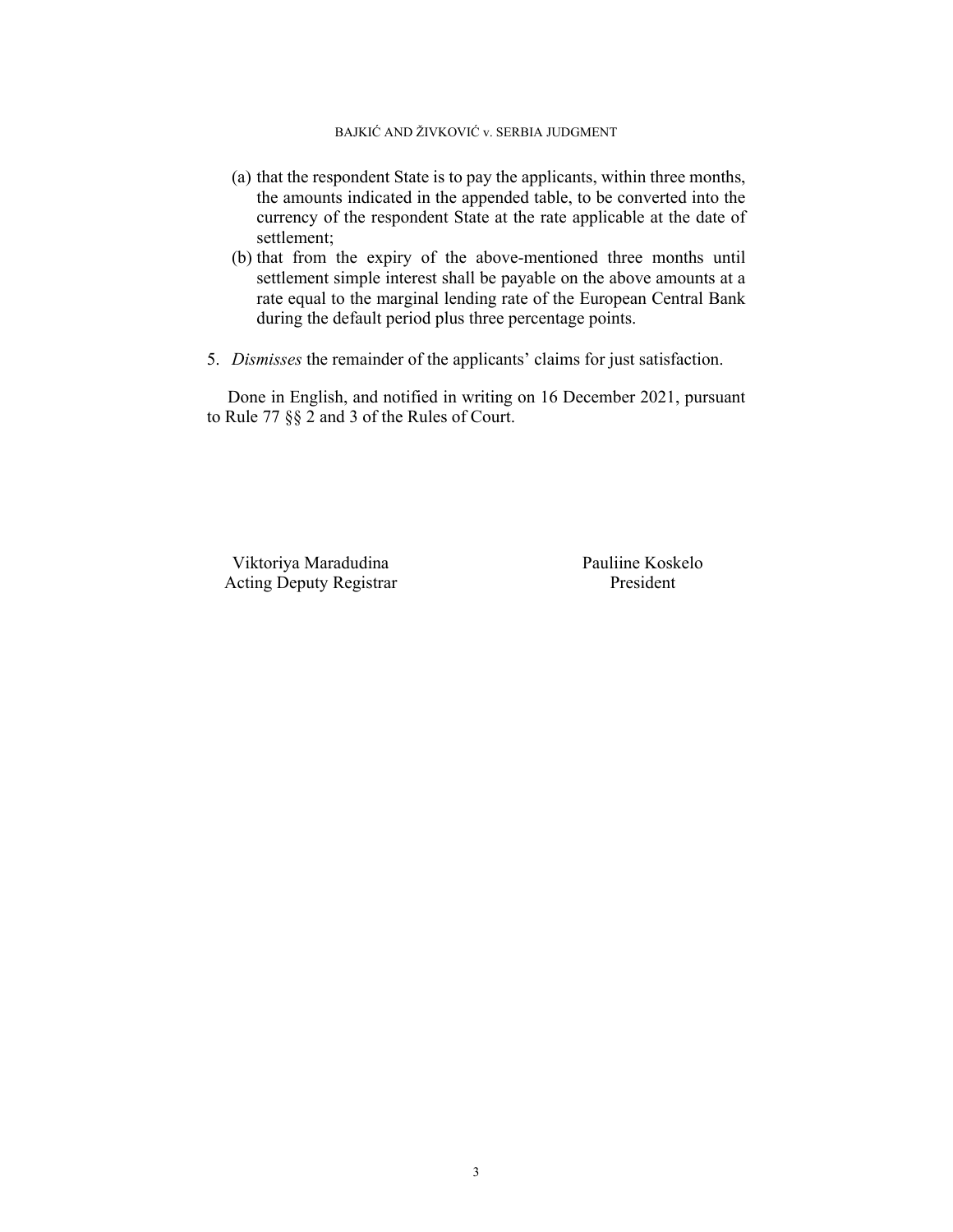(a) that the respondent State is to pay the applicants, within three months, the amounts indicated in the appended table, to be converted into the currency of the respondent State at the rate applicable at the date of settlement;

(b) that from the expiry of the above-mentioned three months until settlement simple interest shall be payable on the above amounts at a rate equal to the marginal lending rate of the European Central Bank during the default period plus three percentage points.

5. *Dismisses* the remainder of the applicants' claims for just satisfaction.

Done in English, and notified in writing on 16 December 2021, pursuant to Rule 77 §§ 2 and 3 of the Rules of Court.

| Viktoriya Maradudina | Pauliine Koskelo |
|---|---|
| Acting Deputy Registrar | President |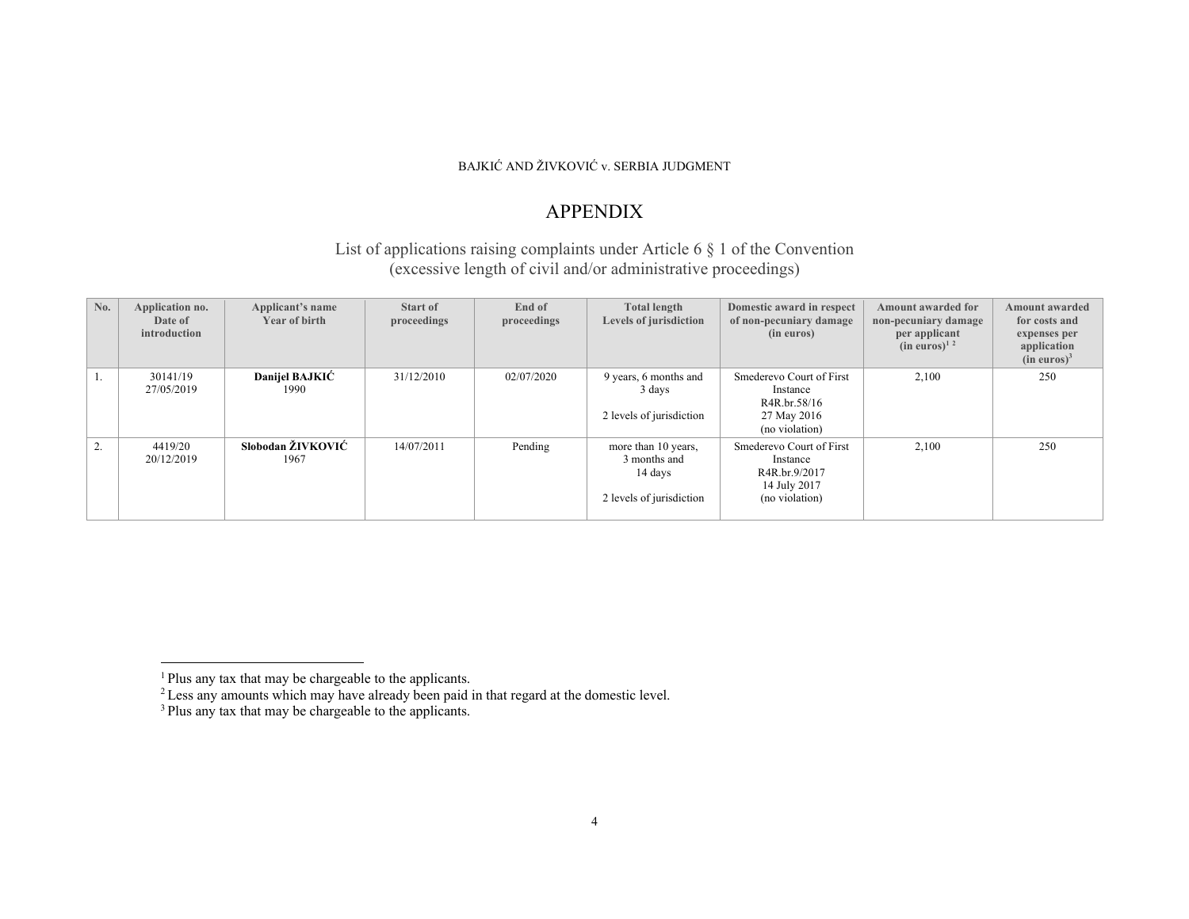# APPENDIX

## List of applications raising complaints under Article 6 § 1 of the Convention (excessive length of civil and/or administrative proceedings)

| No. | Application no. Date of introduction | Applicant's name Year of birth | Start of proceedings | End of proceedings | Total length Levels of jurisdiction | Domestic award in respect of non-pecuniary damage (in euros) | Amount awarded for non-pecuniary damage per applicant (in euros)[1] [2] | Amount awarded for costs and expenses per application (in euros)[3] |
|---|---|---|---|---|---|---|---|---|
| 1. | 30141/19 27/05/2019 | **Danijel BAJKIĆ** 1990 | 31/12/2010 | 02/07/2020 | 9 years, 6 months and 3 days<br><br>2 levels of jurisdiction | Smederevo Court of First Instance R4R.br.58/16 27 May 2016 (no violation) | 2,100 | 250 |
| 2. | 4419/20 20/12/2019 | **Slobodan ŽIVKOVIĆ** 1967 | 14/07/2011 | Pending | more than 10 years, 3 months and 14 days<br><br>2 levels of jurisdiction | Smederevo Court of First Instance R4R.br.9/2017 14 July 2017 (no violation) | 2,100 | 250 |

---

[1] Plus any tax that may be chargeable to the applicants.

[2] Less any amounts which may have already been paid in that regard at the domestic level.

[3] Plus any tax that may be chargeable to the applicants.